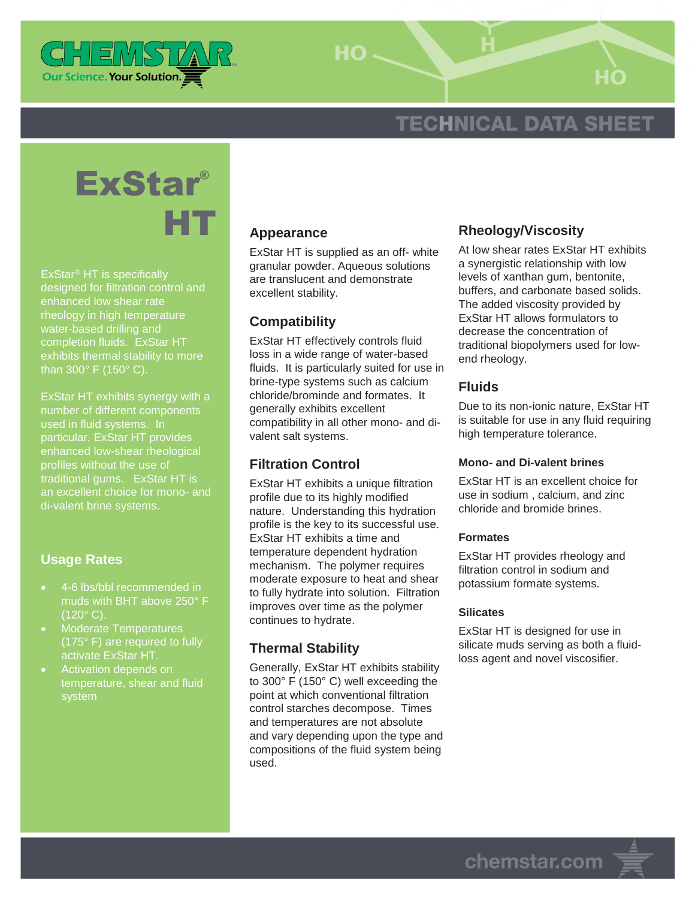CHEMSTAR

Our Science. Your Solution.

TECHNICAL DATA SHEET

# ExStar® HT

ExStar® HT is specifically designed for filtration control and enhanced low shear rate rheology in high temperature water-based drilling and completion fluids. ExStar HT exhibits thermal stability to more than 300° F (150° C).

ExStar HT exhibits synergy with a number of different components used in fluid systems. In particular, ExStar HT provides enhanced low-shear rheological profiles without the use of traditional gums. ExStar HT is an excellent choice for mono- and di-valent brine systems.

## Usage Rates

- 4-6 lbs/bbl recommended in muds with BHT above 250° F (120° C).
- Moderate Temperatures (175° F) are required to fully activate ExStar HT.
- Activation depends on temperature, shear and fluid system

## Appearance

ExStar HT is supplied as an off- white granular powder. Aqueous solutions are translucent and demonstrate excellent stability.

## Compatibility

ExStar HT effectively controls fluid loss in a wide range of water-based fluids. It is particularly suited for use in brine-type systems such as calcium chloride/brominde and formates. It generally exhibits excellent compatibility in all other mono- and di-valent salt systems.

## Filtration Control

ExStar HT exhibits a unique filtration profile due to its highly modified nature. Understanding this hydration profile is the key to its successful use. ExStar HT exhibits a time and temperature dependent hydration mechanism. The polymer requires moderate exposure to heat and shear to fully hydrate into solution. Filtration improves over time as the polymer continues to hydrate.

## Thermal Stability

Generally, ExStar HT exhibits stability to 300° F (150° C) well exceeding the point at which conventional filtration control starches decompose. Times and temperatures are not absolute and vary depending upon the type and compositions of the fluid system being used.

## Rheology/Viscosity

At low shear rates ExStar HT exhibits a synergistic relationship with low levels of xanthan gum, bentonite, buffers, and carbonate based solids. The added viscosity provided by ExStar HT allows formulators to decrease the concentration of traditional biopolymers used for low-end rheology.

## Fluids

Due to its non-ionic nature, ExStar HT is suitable for use in any fluid requiring high temperature tolerance.

### Mono- and Di-valent brines

ExStar HT is an excellent choice for use in sodium , calcium, and zinc chloride and bromide brines.

### Formates

ExStar HT provides rheology and filtration control in sodium and potassium formate systems.

### Silicates

ExStar HT is designed for use in silicate muds serving as both a fluid-loss agent and novel viscosifier.

chemstar.com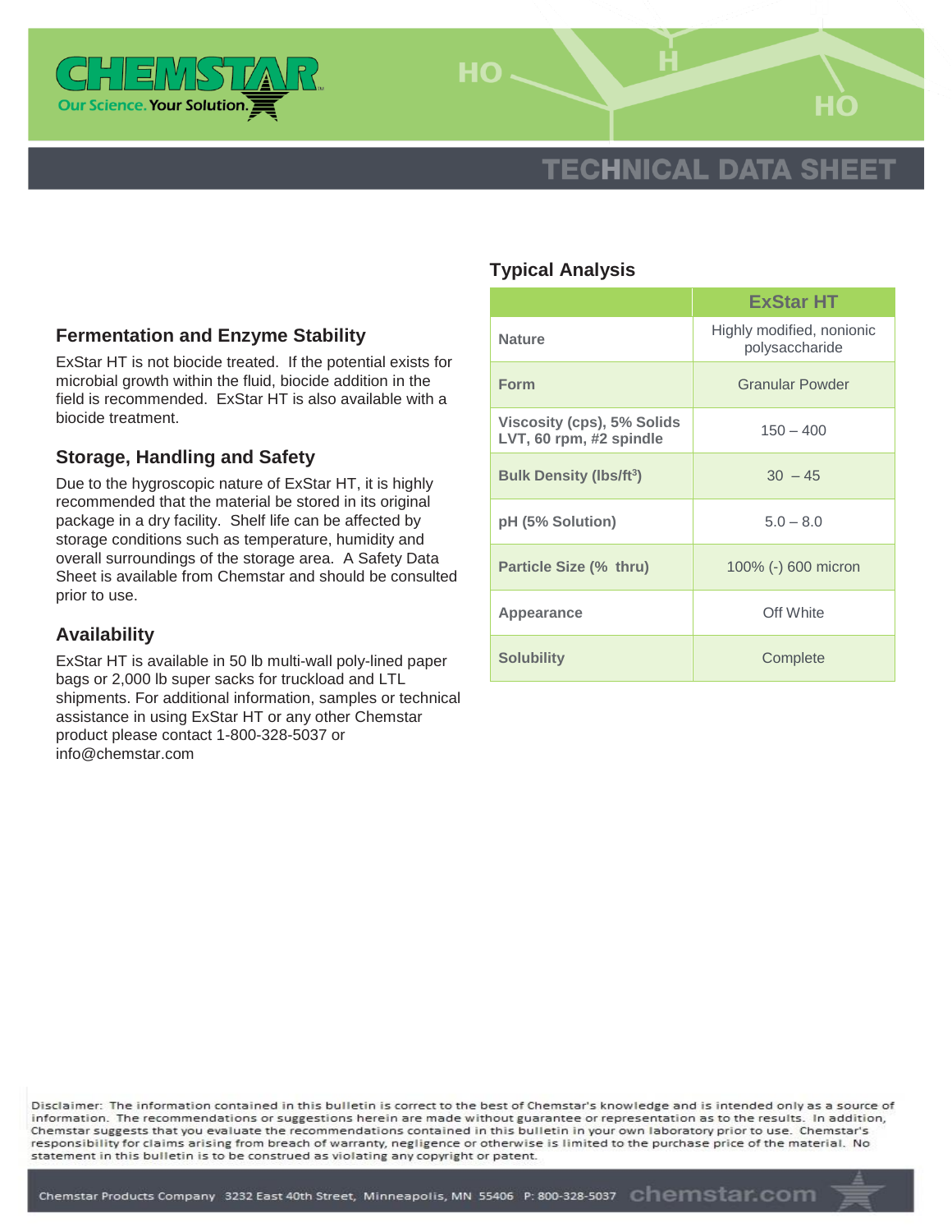## Typical Analysis

| | ExStar HT |
|---|---|
| Nature | Highly modified, nonionic polysaccharide |
| Form | Granular Powder |
| Viscosity (cps), 5% Solids LVT, 60 rpm, #2 spindle | 150 – 400 |
| Bulk Density (lbs/ft$^3$) | 30 – 45 |
| pH (5% Solution) | 5.0 – 8.0 |
| Particle Size (% thru) | 100% (-) 600 micron |
| Appearance | Off White |
| Solubility | Complete |

### Fermentation and Enzyme Stability

ExStar HT is not biocide treated. If the potential exists for microbial growth within the fluid, biocide addition in the field is recommended. ExStar HT is also available with a biocide treatment.

### Storage, Handling and Safety

Due to the hygroscopic nature of ExStar HT, it is highly recommended that the material be stored in its original package in a dry facility. Shelf life can be affected by storage conditions such as temperature, humidity and overall surroundings of the storage area. A Safety Data Sheet is available from Chemstar and should be consulted prior to use.

### Availability

ExStar HT is available in 50 lb multi-wall poly-lined paper bags or 2,000 lb super sacks for truckload and LTL shipments. For additional information, samples or technical assistance in using ExStar HT or any other Chemstar product please contact 1-800-328-5037 or info@chemstar.com

Disclaimer: The information contained in this bulletin is correct to the best of Chemstar's knowledge and is intended only as a source of information. The recommendations or suggestions herein are made without guarantee or representation as to the results. In addition, Chemstar suggests that you evaluate the recommendations contained in this bulletin in your own laboratory prior to use. Chemstar's responsibility for claims arising from breach of warranty, negligence or otherwise is limited to the purchase price of the material. No statement in this bulletin is to be construed as violating any copyright or patent.

Chemstar Products Company 3232 East 40th Street, Minneapolis, MN 55406 P: 800-328-5037 chemstar.com